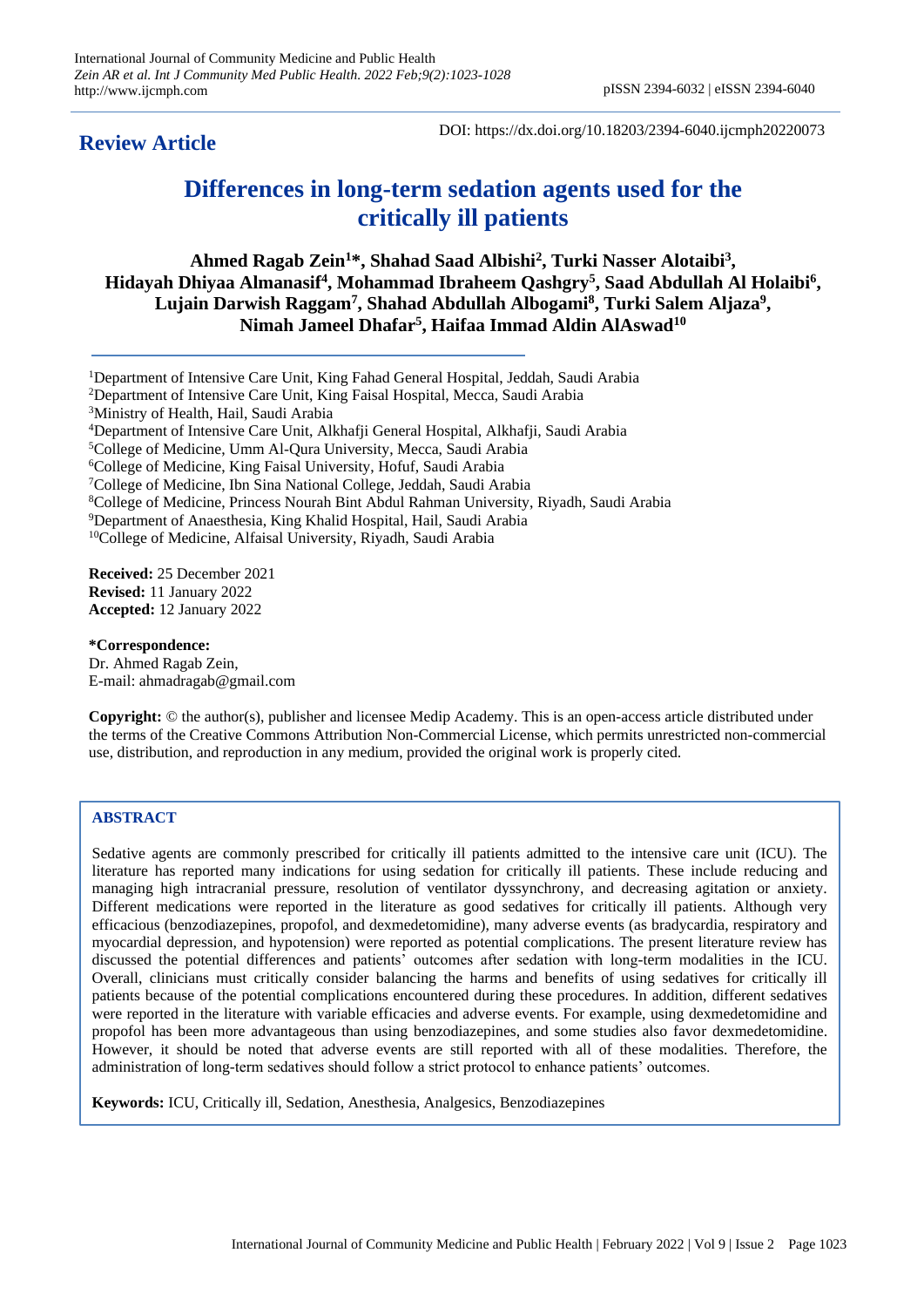**Review Article**

DOI: https://dx.doi.org/10.18203/2394-6040.ijcmph20220073

# Differences in long-term sedation agents used for the critically ill patients

**Ahmed Ragab Zein[1]*, Shahad Saad Albishi[2], Turki Nasser Alotaibi[3], Hidayah Dhiyaa Almanasif[4], Mohammad Ibraheem Qashgry[5], Saad Abdullah Al Holaibi[6], Lujain Darwish Raggam[7], Shahad Abdullah Albogami[8], Turki Salem Aljaza[9], Nimah Jameel Dhafar[5], Haifaa Immad Aldin AlAswad[10]**

[1]Department of Intensive Care Unit, King Fahad General Hospital, Jeddah, Saudi Arabia
[2]Department of Intensive Care Unit, King Faisal Hospital, Mecca, Saudi Arabia
[3]Ministry of Health, Hail, Saudi Arabia
[4]Department of Intensive Care Unit, Alkhafji General Hospital, Alkhafji, Saudi Arabia
[5]College of Medicine, Umm Al-Qura University, Mecca, Saudi Arabia
[6]College of Medicine, King Faisal University, Hofuf, Saudi Arabia
[7]College of Medicine, Ibn Sina National College, Jeddah, Saudi Arabia
[8]College of Medicine, Princess Nourah Bint Abdul Rahman University, Riyadh, Saudi Arabia
[9]Department of Anaesthesia, King Khalid Hospital, Hail, Saudi Arabia
[10]College of Medicine, Alfaisal University, Riyadh, Saudi Arabia

**Received:** 25 December 2021
**Revised:** 11 January 2022
**Accepted:** 12 January 2022

**\*Correspondence:**
Dr. Ahmed Ragab Zein,
E-mail: ahmadragab@gmail.com

**Copyright:** © the author(s), publisher and licensee Medip Academy. This is an open-access article distributed under the terms of the Creative Commons Attribution Non-Commercial License, which permits unrestricted non-commercial use, distribution, and reproduction in any medium, provided the original work is properly cited.

## ABSTRACT

Sedative agents are commonly prescribed for critically ill patients admitted to the intensive care unit (ICU). The literature has reported many indications for using sedation for critically ill patients. These include reducing and managing high intracranial pressure, resolution of ventilator dyssynchrony, and decreasing agitation or anxiety. Different medications were reported in the literature as good sedatives for critically ill patients. Although very efficacious (benzodiazepines, propofol, and dexmedetomidine), many adverse events (as bradycardia, respiratory and myocardial depression, and hypotension) were reported as potential complications. The present literature review has discussed the potential differences and patients' outcomes after sedation with long-term modalities in the ICU. Overall, clinicians must critically consider balancing the harms and benefits of using sedatives for critically ill patients because of the potential complications encountered during these procedures. In addition, different sedatives were reported in the literature with variable efficacies and adverse events. For example, using dexmedetomidine and propofol has been more advantageous than using benzodiazepines, and some studies also favor dexmedetomidine. However, it should be noted that adverse events are still reported with all of these modalities. Therefore, the administration of long-term sedatives should follow a strict protocol to enhance patients' outcomes.

**Keywords:** ICU, Critically ill, Sedation, Anesthesia, Analgesics, Benzodiazepines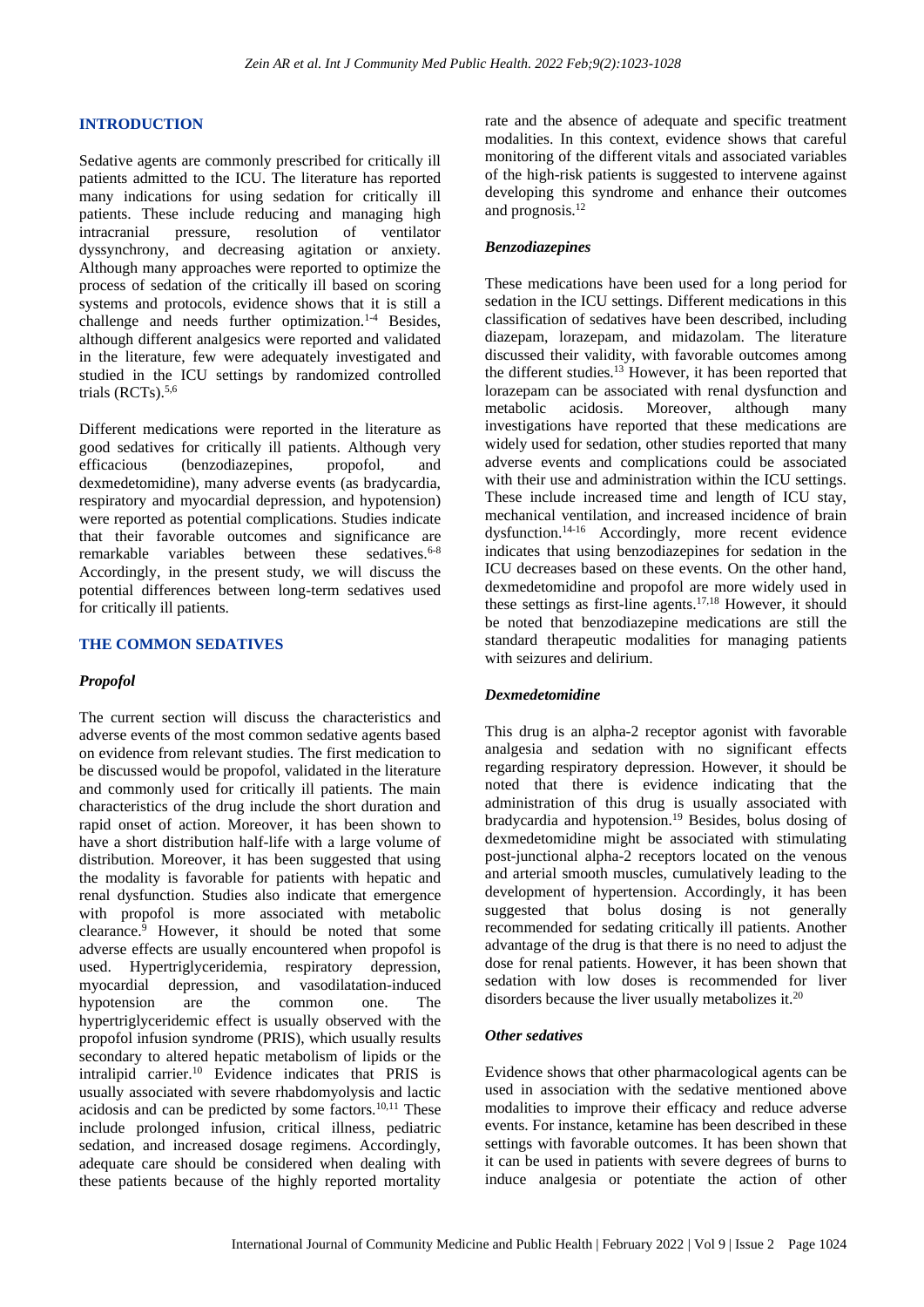## INTRODUCTION

Sedative agents are commonly prescribed for critically ill patients admitted to the ICU. The literature has reported many indications for using sedation for critically ill patients. These include reducing and managing high intracranial pressure, resolution of ventilator dyssynchrony, and decreasing agitation or anxiety. Although many approaches were reported to optimize the process of sedation of the critically ill based on scoring systems and protocols, evidence shows that it is still a challenge and needs further optimization.[1-4] Besides, although different analgesics were reported and validated in the literature, few were adequately investigated and studied in the ICU settings by randomized controlled trials (RCTs).[5,6]

Different medications were reported in the literature as good sedatives for critically ill patients. Although very efficacious (benzodiazepines, propofol, and dexmedetomidine), many adverse events (as bradycardia, respiratory and myocardial depression, and hypotension) were reported as potential complications. Studies indicate that their favorable outcomes and significance are remarkable variables between these sedatives.[6-8] Accordingly, in the present study, we will discuss the potential differences between long-term sedatives used for critically ill patients.

## THE COMMON SEDATIVES

### *Propofol*

The current section will discuss the characteristics and adverse events of the most common sedative agents based on evidence from relevant studies. The first medication to be discussed would be propofol, validated in the literature and commonly used for critically ill patients. The main characteristics of the drug include the short duration and rapid onset of action. Moreover, it has been shown to have a short distribution half-life with a large volume of distribution. Moreover, it has been suggested that using the modality is favorable for patients with hepatic and renal dysfunction. Studies also indicate that emergence with propofol is more associated with metabolic clearance.[9] However, it should be noted that some adverse effects are usually encountered when propofol is used. Hypertriglyceridemia, respiratory depression, myocardial depression, and vasodilatation-induced hypotension are the common one. The hypertriglyceridemic effect is usually observed with the propofol infusion syndrome (PRIS), which usually results secondary to altered hepatic metabolism of lipids or the intralipid carrier.[10] Evidence indicates that PRIS is usually associated with severe rhabdomyolysis and lactic acidosis and can be predicted by some factors.[10,11] These include prolonged infusion, critical illness, pediatric sedation, and increased dosage regimens. Accordingly, adequate care should be considered when dealing with these patients because of the highly reported mortality rate and the absence of adequate and specific treatment modalities. In this context, evidence shows that careful monitoring of the different vitals and associated variables of the high-risk patients is suggested to intervene against developing this syndrome and enhance their outcomes and prognosis.[12]

### *Benzodiazepines*

These medications have been used for a long period for sedation in the ICU settings. Different medications in this classification of sedatives have been described, including diazepam, lorazepam, and midazolam. The literature discussed their validity, with favorable outcomes among the different studies.[13] However, it has been reported that lorazepam can be associated with renal dysfunction and metabolic acidosis. Moreover, although many investigations have reported that these medications are widely used for sedation, other studies reported that many adverse events and complications could be associated with their use and administration within the ICU settings. These include increased time and length of ICU stay, mechanical ventilation, and increased incidence of brain dysfunction.[14-16] Accordingly, more recent evidence indicates that using benzodiazepines for sedation in the ICU decreases based on these events. On the other hand, dexmedetomidine and propofol are more widely used in these settings as first-line agents.[17,18] However, it should be noted that benzodiazepine medications are still the standard therapeutic modalities for managing patients with seizures and delirium.

### *Dexmedetomidine*

This drug is an alpha-2 receptor agonist with favorable analgesia and sedation with no significant effects regarding respiratory depression. However, it should be noted that there is evidence indicating that the administration of this drug is usually associated with bradycardia and hypotension.[19] Besides, bolus dosing of dexmedetomidine might be associated with stimulating post-junctional alpha-2 receptors located on the venous and arterial smooth muscles, cumulatively leading to the development of hypertension. Accordingly, it has been suggested that bolus dosing is not generally recommended for sedating critically ill patients. Another advantage of the drug is that there is no need to adjust the dose for renal patients. However, it has been shown that sedation with low doses is recommended for liver disorders because the liver usually metabolizes it.[20]

### *Other sedatives*

Evidence shows that other pharmacological agents can be used in association with the sedative mentioned above modalities to improve their efficacy and reduce adverse events. For instance, ketamine has been described in these settings with favorable outcomes. It has been shown that it can be used in patients with severe degrees of burns to induce analgesia or potentiate the action of other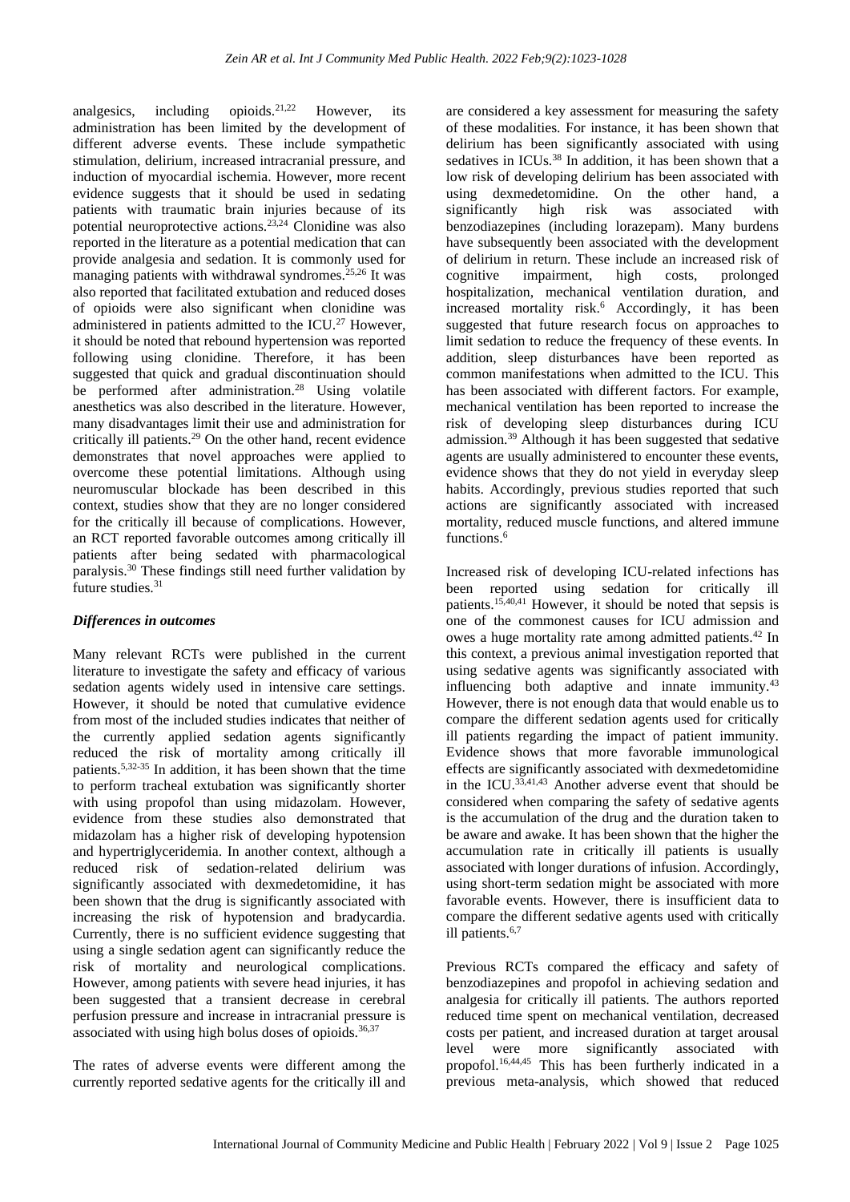analgesics, including opioids.[21,22] However, its administration has been limited by the development of different adverse events. These include sympathetic stimulation, delirium, increased intracranial pressure, and induction of myocardial ischemia. However, more recent evidence suggests that it should be used in sedating patients with traumatic brain injuries because of its potential neuroprotective actions.[23,24] Clonidine was also reported in the literature as a potential medication that can provide analgesia and sedation. It is commonly used for managing patients with withdrawal syndromes.[25,26] It was also reported that facilitated extubation and reduced doses of opioids were also significant when clonidine was administered in patients admitted to the ICU.[27] However, it should be noted that rebound hypertension was reported following using clonidine. Therefore, it has been suggested that quick and gradual discontinuation should be performed after administration.[28] Using volatile anesthetics was also described in the literature. However, many disadvantages limit their use and administration for critically ill patients.[29] On the other hand, recent evidence demonstrates that novel approaches were applied to overcome these potential limitations. Although using neuromuscular blockade has been described in this context, studies show that they are no longer considered for the critically ill because of complications. However, an RCT reported favorable outcomes among critically ill patients after being sedated with pharmacological paralysis.[30] These findings still need further validation by future studies.[31]

### *Differences in outcomes*

Many relevant RCTs were published in the current literature to investigate the safety and efficacy of various sedation agents widely used in intensive care settings. However, it should be noted that cumulative evidence from most of the included studies indicates that neither of the currently applied sedation agents significantly reduced the risk of mortality among critically ill patients.[5,32-35] In addition, it has been shown that the time to perform tracheal extubation was significantly shorter with using propofol than using midazolam. However, evidence from these studies also demonstrated that midazolam has a higher risk of developing hypotension and hypertriglyceridemia. In another context, although a reduced risk of sedation-related delirium was significantly associated with dexmedetomidine, it has been shown that the drug is significantly associated with increasing the risk of hypotension and bradycardia. Currently, there is no sufficient evidence suggesting that using a single sedation agent can significantly reduce the risk of mortality and neurological complications. However, among patients with severe head injuries, it has been suggested that a transient decrease in cerebral perfusion pressure and increase in intracranial pressure is associated with using high bolus doses of opioids.[36,37]

The rates of adverse events were different among the currently reported sedative agents for the critically ill and are considered a key assessment for measuring the safety of these modalities. For instance, it has been shown that delirium has been significantly associated with using sedatives in ICUs.[38] In addition, it has been shown that a low risk of developing delirium has been associated with using dexmedetomidine. On the other hand, a significantly high risk was associated with benzodiazepines (including lorazepam). Many burdens have subsequently been associated with the development of delirium in return. These include an increased risk of cognitive impairment, high costs, prolonged hospitalization, mechanical ventilation duration, and increased mortality risk.[6] Accordingly, it has been suggested that future research focus on approaches to limit sedation to reduce the frequency of these events. In addition, sleep disturbances have been reported as common manifestations when admitted to the ICU. This has been associated with different factors. For example, mechanical ventilation has been reported to increase the risk of developing sleep disturbances during ICU admission.[39] Although it has been suggested that sedative agents are usually administered to encounter these events, evidence shows that they do not yield in everyday sleep habits. Accordingly, previous studies reported that such actions are significantly associated with increased mortality, reduced muscle functions, and altered immune functions.[6]

Increased risk of developing ICU-related infections has been reported using sedation for critically ill patients.[15,40,41] However, it should be noted that sepsis is one of the commonest causes for ICU admission and owes a huge mortality rate among admitted patients.[42] In this context, a previous animal investigation reported that using sedative agents was significantly associated with influencing both adaptive and innate immunity.[43] However, there is not enough data that would enable us to compare the different sedation agents used for critically ill patients regarding the impact of patient immunity. Evidence shows that more favorable immunological effects are significantly associated with dexmedetomidine in the ICU.[33,41,43] Another adverse event that should be considered when comparing the safety of sedative agents is the accumulation of the drug and the duration taken to be aware and awake. It has been shown that the higher the accumulation rate in critically ill patients is usually associated with longer durations of infusion. Accordingly, using short-term sedation might be associated with more favorable events. However, there is insufficient data to compare the different sedative agents used with critically ill patients.[6,7]

Previous RCTs compared the efficacy and safety of benzodiazepines and propofol in achieving sedation and analgesia for critically ill patients. The authors reported reduced time spent on mechanical ventilation, decreased costs per patient, and increased duration at target arousal level were more significantly associated with propofol.[16,44,45] This has been furtherly indicated in a previous meta-analysis, which showed that reduced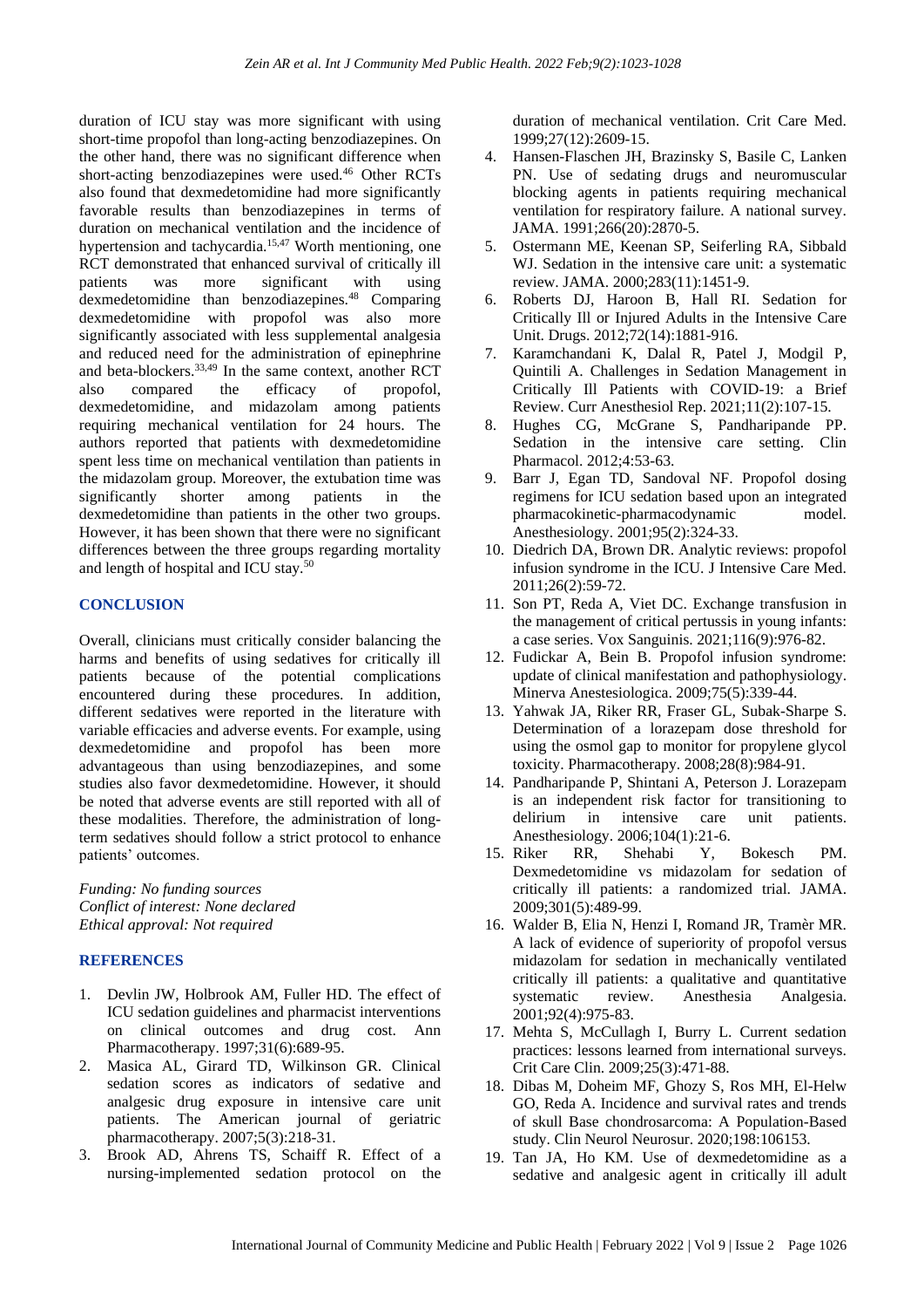duration of ICU stay was more significant with using short-time propofol than long-acting benzodiazepines. On the other hand, there was no significant difference when short-acting benzodiazepines were used.[46] Other RCTs also found that dexmedetomidine had more significantly favorable results than benzodiazepines in terms of duration on mechanical ventilation and the incidence of hypertension and tachycardia.[15,47] Worth mentioning, one RCT demonstrated that enhanced survival of critically ill patients was more significant with using dexmedetomidine than benzodiazepines.[48] Comparing dexmedetomidine with propofol was also more significantly associated with less supplemental analgesia and reduced need for the administration of epinephrine and beta-blockers.[33,49] In the same context, another RCT also compared the efficacy of propofol, dexmedetomidine, and midazolam among patients requiring mechanical ventilation for 24 hours. The authors reported that patients with dexmedetomidine spent less time on mechanical ventilation than patients in the midazolam group. Moreover, the extubation time was significantly shorter among patients in the dexmedetomidine than patients in the other two groups. However, it has been shown that there were no significant differences between the three groups regarding mortality and length of hospital and ICU stay.[50]

## CONCLUSION

Overall, clinicians must critically consider balancing the harms and benefits of using sedatives for critically ill patients because of the potential complications encountered during these procedures. In addition, different sedatives were reported in the literature with variable efficacies and adverse events. For example, using dexmedetomidine and propofol has been more advantageous than using benzodiazepines, and some studies also favor dexmedetomidine. However, it should be noted that adverse events are still reported with all of these modalities. Therefore, the administration of long-term sedatives should follow a strict protocol to enhance patients' outcomes.

*Funding: No funding sources*
*Conflict of interest: None declared*
*Ethical approval: Not required*

## REFERENCES

1. Devlin JW, Holbrook AM, Fuller HD. The effect of ICU sedation guidelines and pharmacist interventions on clinical outcomes and drug cost. Ann Pharmacotherapy. 1997;31(6):689-95.
2. Masica AL, Girard TD, Wilkinson GR. Clinical sedation scores as indicators of sedative and analgesic drug exposure in intensive care unit patients. The American journal of geriatric pharmacotherapy. 2007;5(3):218-31.
3. Brook AD, Ahrens TS, Schaiff R. Effect of a nursing-implemented sedation protocol on the duration of mechanical ventilation. Crit Care Med. 1999;27(12):2609-15.
4. Hansen-Flaschen JH, Brazinsky S, Basile C, Lanken PN. Use of sedating drugs and neuromuscular blocking agents in patients requiring mechanical ventilation for respiratory failure. A national survey. JAMA. 1991;266(20):2870-5.
5. Ostermann ME, Keenan SP, Seiferling RA, Sibbald WJ. Sedation in the intensive care unit: a systematic review. JAMA. 2000;283(11):1451-9.
6. Roberts DJ, Haroon B, Hall RI. Sedation for Critically Ill or Injured Adults in the Intensive Care Unit. Drugs. 2012;72(14):1881-916.
7. Karamchandani K, Dalal R, Patel J, Modgil P, Quintili A. Challenges in Sedation Management in Critically Ill Patients with COVID-19: a Brief Review. Curr Anesthesiol Rep. 2021;11(2):107-15.
8. Hughes CG, McGrane S, Pandharipande PP. Sedation in the intensive care setting. Clin Pharmacol. 2012;4:53-63.
9. Barr J, Egan TD, Sandoval NF. Propofol dosing regimens for ICU sedation based upon an integrated pharmacokinetic-pharmacodynamic model. Anesthesiology. 2001;95(2):324-33.
10. Diedrich DA, Brown DR. Analytic reviews: propofol infusion syndrome in the ICU. J Intensive Care Med. 2011;26(2):59-72.
11. Son PT, Reda A, Viet DC. Exchange transfusion in the management of critical pertussis in young infants: a case series. Vox Sanguinis. 2021;116(9):976-82.
12. Fudickar A, Bein B. Propofol infusion syndrome: update of clinical manifestation and pathophysiology. Minerva Anestesiologica. 2009;75(5):339-44.
13. Yahwak JA, Riker RR, Fraser GL, Subak-Sharpe S. Determination of a lorazepam dose threshold for using the osmol gap to monitor for propylene glycol toxicity. Pharmacotherapy. 2008;28(8):984-91.
14. Pandharipande P, Shintani A, Peterson J. Lorazepam is an independent risk factor for transitioning to delirium in intensive care unit patients. Anesthesiology. 2006;104(1):21-6.
15. Riker RR, Shehabi Y, Bokesch PM. Dexmedetomidine vs midazolam for sedation of critically ill patients: a randomized trial. JAMA. 2009;301(5):489-99.
16. Walder B, Elia N, Henzi I, Romand JR, Tramèr MR. A lack of evidence of superiority of propofol versus midazolam for sedation in mechanically ventilated critically ill patients: a qualitative and quantitative systematic review. Anesthesia Analgesia. 2001;92(4):975-83.
17. Mehta S, McCullagh I, Burry L. Current sedation practices: lessons learned from international surveys. Crit Care Clin. 2009;25(3):471-88.
18. Dibas M, Doheim MF, Ghozy S, Ros MH, El-Helw GO, Reda A. Incidence and survival rates and trends of skull Base chondrosarcoma: A Population-Based study. Clin Neurol Neurosur. 2020;198:106153.
19. Tan JA, Ho KM. Use of dexmedetomidine as a sedative and analgesic agent in critically ill adult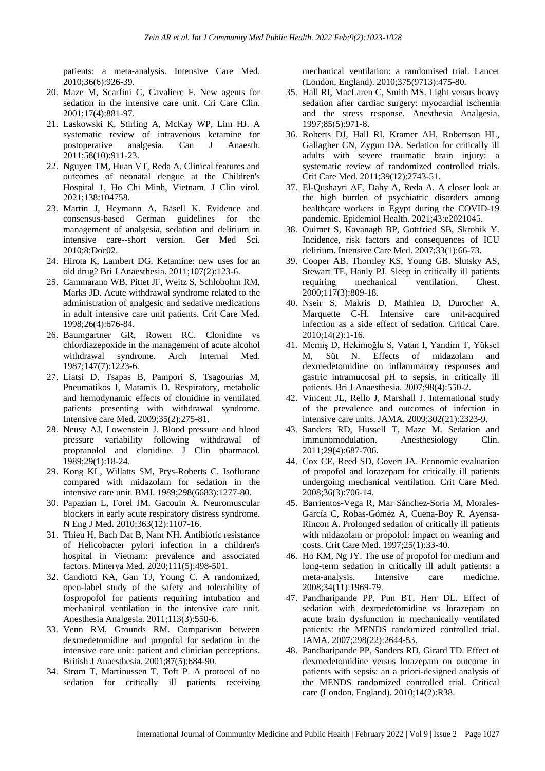patients: a meta-analysis. Intensive Care Med. 2010;36(6):926-39.

20. Maze M, Scarfini C, Cavaliere F. New agents for sedation in the intensive care unit. Cri Care Clin. 2001;17(4):881-97.
21. Laskowski K, Stirling A, McKay WP, Lim HJ. A systematic review of intravenous ketamine for postoperative analgesia. Can J Anaesth. 2011;58(10):911-23.
22. Nguyen TM, Huan VT, Reda A. Clinical features and outcomes of neonatal dengue at the Children's Hospital 1, Ho Chi Minh, Vietnam. J Clin virol. 2021;138:104758.
23. Martin J, Heymann A, Bäsell K. Evidence and consensus-based German guidelines for the management of analgesia, sedation and delirium in intensive care--short version. Ger Med Sci. 2010;8:Doc02.
24. Hirota K, Lambert DG. Ketamine: new uses for an old drug? Bri J Anaesthesia. 2011;107(2):123-6.
25. Cammarano WB, Pittet JF, Weitz S, Schlobohm RM, Marks JD. Acute withdrawal syndrome related to the administration of analgesic and sedative medications in adult intensive care unit patients. Crit Care Med. 1998;26(4):676-84.
26. Baumgartner GR, Rowen RC. Clonidine vs chlordiazepoxide in the management of acute alcohol withdrawal syndrome. Arch Internal Med. 1987;147(7):1223-6.
27. Liatsi D, Tsapas B, Pampori S, Tsagourias M, Pneumatikos I, Matamis D. Respiratory, metabolic and hemodynamic effects of clonidine in ventilated patients presenting with withdrawal syndrome. Intensive care Med. 2009;35(2):275-81.
28. Neusy AJ, Lowenstein J. Blood pressure and blood pressure variability following withdrawal of propranolol and clonidine. J Clin pharmacol. 1989;29(1):18-24.
29. Kong KL, Willatts SM, Prys-Roberts C. Isoflurane compared with midazolam for sedation in the intensive care unit. BMJ. 1989;298(6683):1277-80.
30. Papazian L, Forel JM, Gacouin A. Neuromuscular blockers in early acute respiratory distress syndrome. N Eng J Med. 2010;363(12):1107-16.
31. Thieu H, Bach Dat B, Nam NH. Antibiotic resistance of Helicobacter pylori infection in a children's hospital in Vietnam: prevalence and associated factors. Minerva Med. 2020;111(5):498-501.
32. Candiotti KA, Gan TJ, Young C. A randomized, open-label study of the safety and tolerability of fospropofol for patients requiring intubation and mechanical ventilation in the intensive care unit. Anesthesia Analgesia. 2011;113(3):550-6.
33. Venn RM, Grounds RM. Comparison between dexmedetomidine and propofol for sedation in the intensive care unit: patient and clinician perceptions. British J Anaesthesia. 2001;87(5):684-90.
34. Strøm T, Martinussen T, Toft P. A protocol of no sedation for critically ill patients receiving mechanical ventilation: a randomised trial. Lancet (London, England). 2010;375(9713):475-80.
35. Hall RI, MacLaren C, Smith MS. Light versus heavy sedation after cardiac surgery: myocardial ischemia and the stress response. Anesthesia Analgesia. 1997;85(5):971-8.
36. Roberts DJ, Hall RI, Kramer AH, Robertson HL, Gallagher CN, Zygun DA. Sedation for critically ill adults with severe traumatic brain injury: a systematic review of randomized controlled trials. Crit Care Med. 2011;39(12):2743-51.
37. El-Qushayri AE, Dahy A, Reda A. A closer look at the high burden of psychiatric disorders among healthcare workers in Egypt during the COVID-19 pandemic. Epidemiol Health. 2021;43:e2021045.
38. Ouimet S, Kavanagh BP, Gottfried SB, Skrobik Y. Incidence, risk factors and consequences of ICU delirium. Intensive Care Med. 2007;33(1):66-73.
39. Cooper AB, Thornley KS, Young GB, Slutsky AS, Stewart TE, Hanly PJ. Sleep in critically ill patients requiring mechanical ventilation. Chest. 2000;117(3):809-18.
40. Nseir S, Makris D, Mathieu D, Durocher A, Marquette C-H. Intensive care unit-acquired infection as a side effect of sedation. Critical Care. 2010;14(2):1-16.
41. Memiş D, Hekimoğlu S, Vatan I, Yandim T, Yüksel M, Süt N. Effects of midazolam and dexmedetomidine on inflammatory responses and gastric intramucosal pH to sepsis, in critically ill patients. Bri J Anaesthesia. 2007;98(4):550-2.
42. Vincent JL, Rello J, Marshall J. International study of the prevalence and outcomes of infection in intensive care units. JAMA. 2009;302(21):2323-9.
43. Sanders RD, Hussell T, Maze M. Sedation and immunomodulation. Anesthesiology Clin. 2011;29(4):687-706.
44. Cox CE, Reed SD, Govert JA. Economic evaluation of propofol and lorazepam for critically ill patients undergoing mechanical ventilation. Crit Care Med. 2008;36(3):706-14.
45. Barrientos-Vega R, Mar Sánchez-Soria M, Morales-García C, Robas-Gómez A, Cuena-Boy R, Ayensa-Rincon A. Prolonged sedation of critically ill patients with midazolam or propofol: impact on weaning and costs. Crit Care Med. 1997;25(1):33-40.
46. Ho KM, Ng JY. The use of propofol for medium and long-term sedation in critically ill adult patients: a meta-analysis. Intensive care medicine. 2008;34(11):1969-79.
47. Pandharipande PP, Pun BT, Herr DL. Effect of sedation with dexmedetomidine vs lorazepam on acute brain dysfunction in mechanically ventilated patients: the MENDS randomized controlled trial. JAMA. 2007;298(22):2644-53.
48. Pandharipande PP, Sanders RD, Girard TD. Effect of dexmedetomidine versus lorazepam on outcome in patients with sepsis: an a priori-designed analysis of the MENDS randomized controlled trial. Critical care (London, England). 2010;14(2):R38.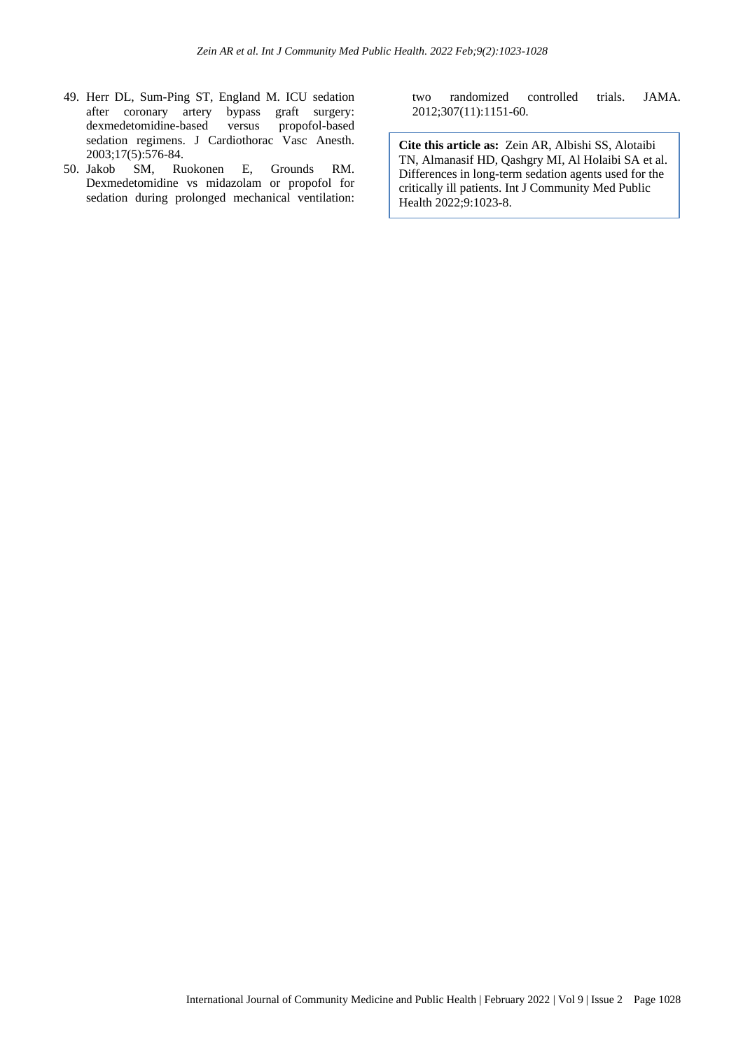49. Herr DL, Sum-Ping ST, England M. ICU sedation after coronary artery bypass graft surgery: dexmedetomidine-based versus propofol-based sedation regimens. J Cardiothorac Vasc Anesth. 2003;17(5):576-84.
50. Jakob SM, Ruokonen E, Grounds RM. Dexmedetomidine vs midazolam or propofol for sedation during prolonged mechanical ventilation: two randomized controlled trials. JAMA. 2012;307(11):1151-60.

**Cite this article as:** Zein AR, Albishi SS, Alotaibi TN, Almanasif HD, Qashgry MI, Al Holaibi SA et al. Differences in long-term sedation agents used for the critically ill patients. Int J Community Med Public Health 2022;9:1023-8.